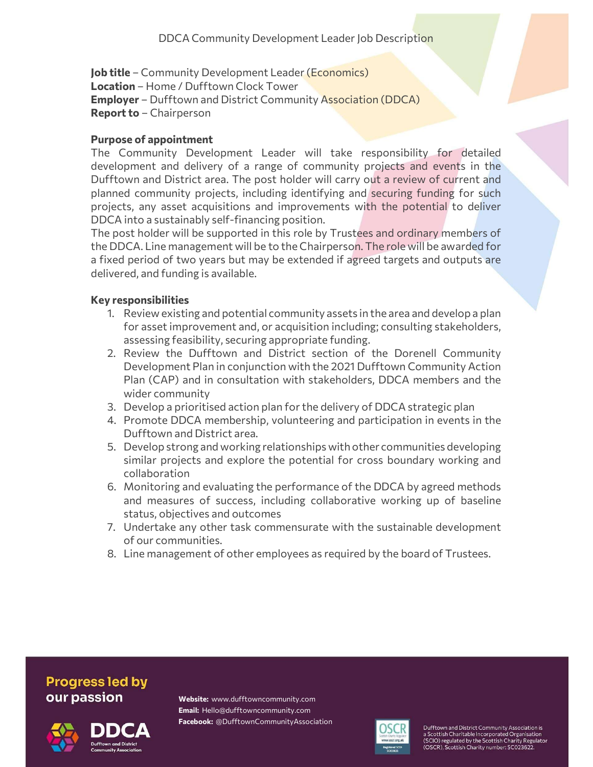# DDCA Community Development Leader Job Description

**Job title** – Community Development Leader (Economics)
**Location** – Home / Dufftown Clock Tower
**Employer** – Dufftown and District Community Association (DDCA)
**Report to** – Chairperson

**Purpose of appointment**

The Community Development Leader will take responsibility for detailed development and delivery of a range of community projects and events in the Dufftown and District area. The post holder will carry out a review of current and planned community projects, including identifying and securing funding for such projects, any asset acquisitions and improvements with the potential to deliver DDCA into a sustainably self-financing position.

The post holder will be supported in this role by Trustees and ordinary members of the DDCA. Line management will be to the Chairperson. The role will be awarded for a fixed period of two years but may be extended if agreed targets and outputs are delivered, and funding is available.

**Key responsibilities**

1. Review existing and potential community assets in the area and develop a plan for asset improvement and, or acquisition including; consulting stakeholders, assessing feasibility, securing appropriate funding.
2. Review the Dufftown and District section of the Dorenell Community Development Plan in conjunction with the 2021 Dufftown Community Action Plan (CAP) and in consultation with stakeholders, DDCA members and the wider community
3. Develop a prioritised action plan for the delivery of DDCA strategic plan
4. Promote DDCA membership, volunteering and participation in events in the Dufftown and District area.
5. Develop strong and working relationships with other communities developing similar projects and explore the potential for cross boundary working and collaboration
6. Monitoring and evaluating the performance of the DDCA by agreed methods and measures of success, including collaborative working up of baseline status, objectives and outcomes
7. Undertake any other task commensurate with the sustainable development of our communities.
8. Line management of other employees as required by the board of Trustees.

**Progress led by our passion**

DDCA – Dufftown and District Community Association

**Website:** www.dufftowncommunity.com
**Email:** Hello@dufftowncommunity.com
**Facebook:** @DufftownCommunityAssociation

Dufftown and District Community Association is a Scottish Charitable Incorporated Organisation (SCIO) regulated by the Scottish Charity Regulator (OSCR). Scottish Charity number: SC023622.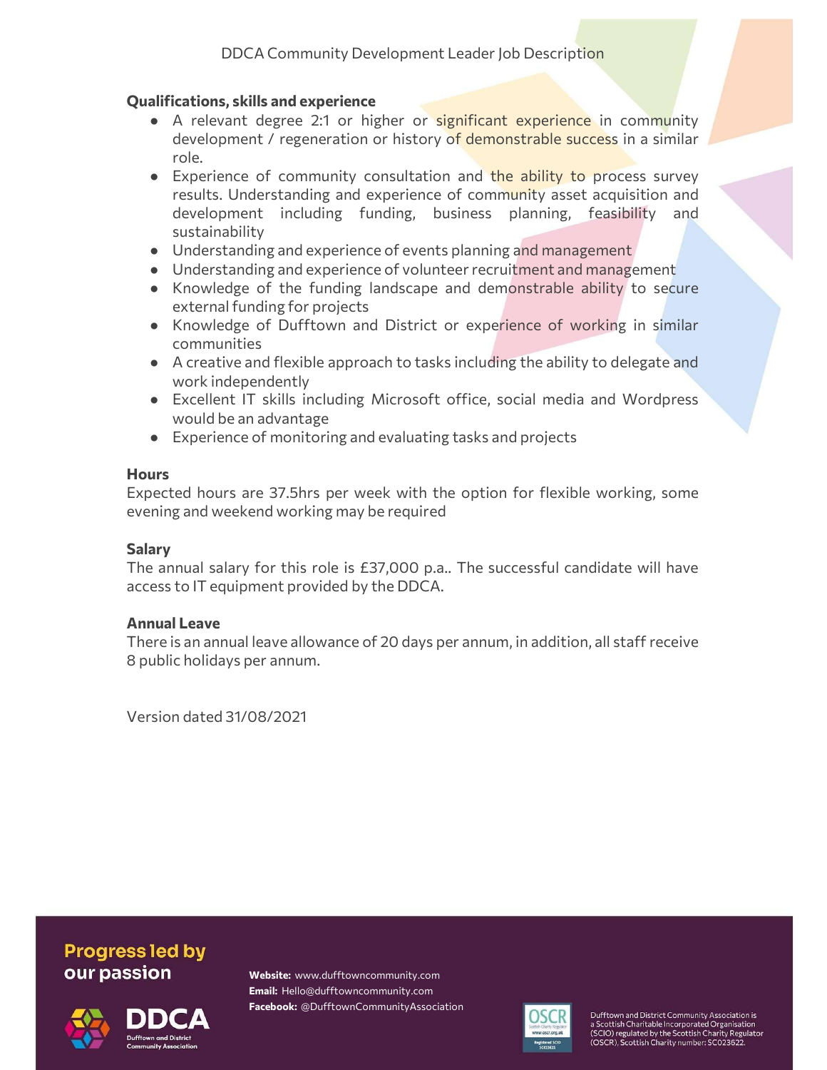**Qualifications, skills and experience**

- A relevant degree 2:1 or higher or significant experience in community development / regeneration or history of demonstrable success in a similar role.
- Experience of community consultation and the ability to process survey results. Understanding and experience of community asset acquisition and development including funding, business planning, feasibility and sustainability
- Understanding and experience of events planning and management
- Understanding and experience of volunteer recruitment and management
- Knowledge of the funding landscape and demonstrable ability to secure external funding for projects
- Knowledge of Dufftown and District or experience of working in similar communities
- A creative and flexible approach to tasks including the ability to delegate and work independently
- Excellent IT skills including Microsoft office, social media and Wordpress would be an advantage
- Experience of monitoring and evaluating tasks and projects

**Hours**

Expected hours are 37.5hrs per week with the option for flexible working, some evening and weekend working may be required

**Salary**

The annual salary for this role is £37,000 p.a.. The successful candidate will have access to IT equipment provided by the DDCA.

**Annual Leave**

There is an annual leave allowance of 20 days per annum, in addition, all staff receive 8 public holidays per annum.

Version dated 31/08/2021